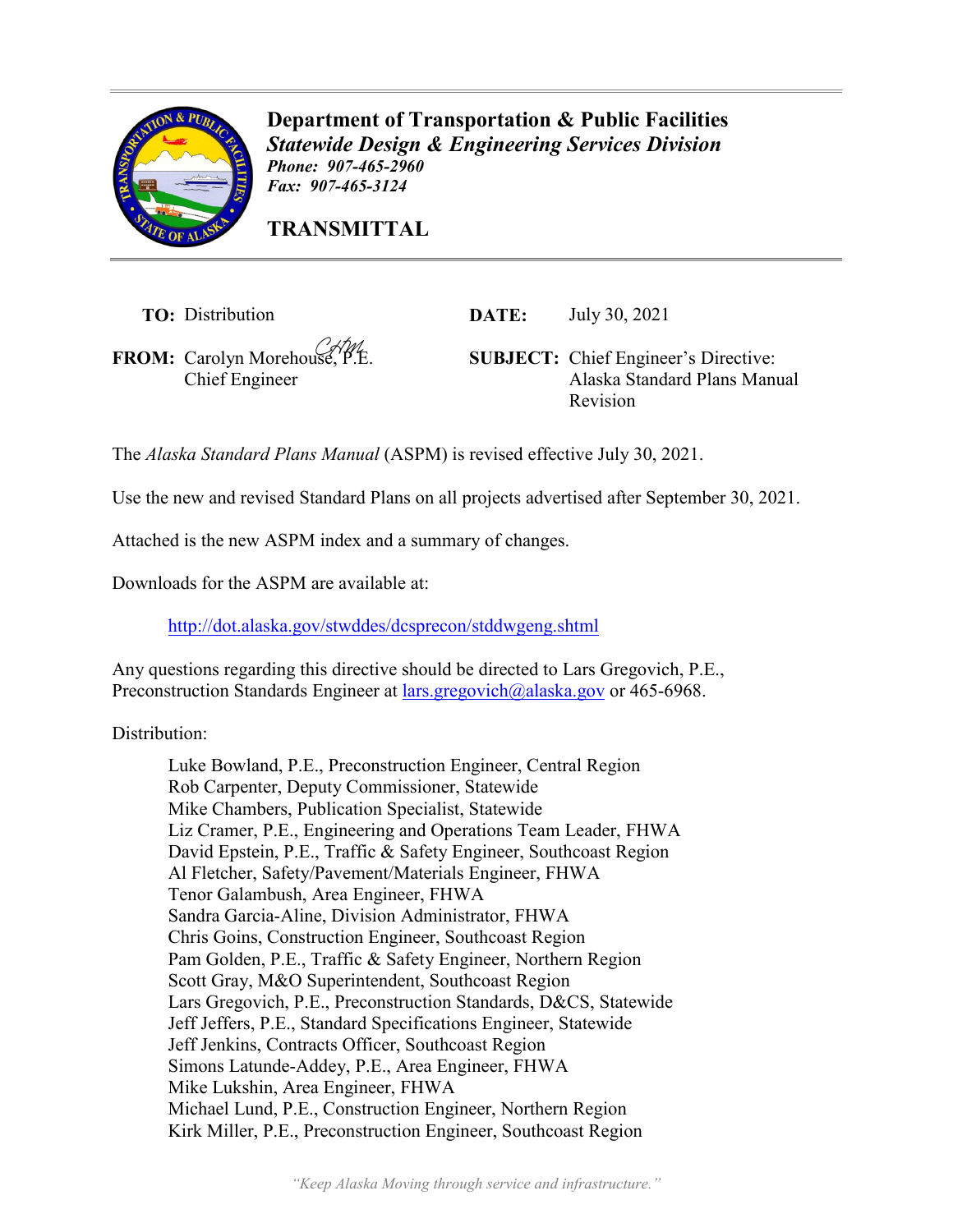# Department of Transportation & Public Facilities

***Statewide Design & Engineering Services Division***

***Phone: 907-465-2960***

***Fax: 907-465-3124***

## TRANSMITTAL

**TO:** Distribution

**DATE:** July 30, 2021

**FROM:** Carolyn Morehouse, P.E.
Chief Engineer

**SUBJECT:** Chief Engineer's Directive: Alaska Standard Plans Manual Revision

The *Alaska Standard Plans Manual* (ASPM) is revised effective July 30, 2021.

Use the new and revised Standard Plans on all projects advertised after September 30, 2021.

Attached is the new ASPM index and a summary of changes.

Downloads for the ASPM are available at:

http://dot.alaska.gov/stwddes/dcsprecon/stddwgeng.shtml

Any questions regarding this directive should be directed to Lars Gregovich, P.E., Preconstruction Standards Engineer at lars.gregovich@alaska.gov or 465-6968.

Distribution:

Luke Bowland, P.E., Preconstruction Engineer, Central Region
Rob Carpenter, Deputy Commissioner, Statewide
Mike Chambers, Publication Specialist, Statewide
Liz Cramer, P.E., Engineering and Operations Team Leader, FHWA
David Epstein, P.E., Traffic & Safety Engineer, Southcoast Region
Al Fletcher, Safety/Pavement/Materials Engineer, FHWA
Tenor Galambush, Area Engineer, FHWA
Sandra Garcia-Aline, Division Administrator, FHWA
Chris Goins, Construction Engineer, Southcoast Region
Pam Golden, P.E., Traffic & Safety Engineer, Northern Region
Scott Gray, M&O Superintendent, Southcoast Region
Lars Gregovich, P.E., Preconstruction Standards, D&CS, Statewide
Jeff Jeffers, P.E., Standard Specifications Engineer, Statewide
Jeff Jenkins, Contracts Officer, Southcoast Region
Simons Latunde-Addey, P.E., Area Engineer, FHWA
Mike Lukshin, Area Engineer, FHWA
Michael Lund, P.E., Construction Engineer, Northern Region
Kirk Miller, P.E., Preconstruction Engineer, Southcoast Region

*"Keep Alaska Moving through service and infrastructure."*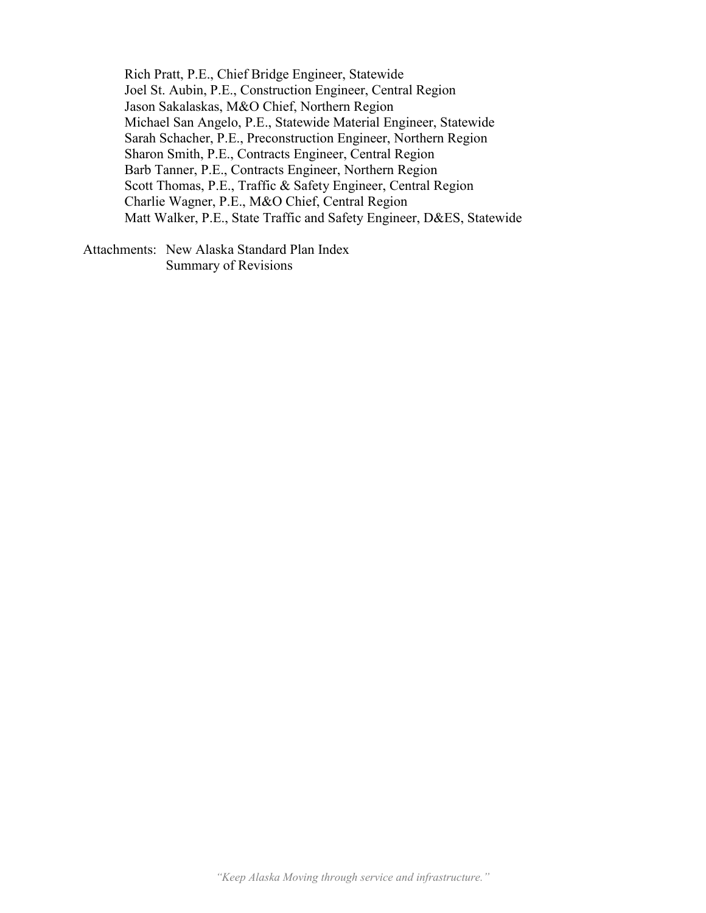Rich Pratt, P.E., Chief Bridge Engineer, Statewide
Joel St. Aubin, P.E., Construction Engineer, Central Region
Jason Sakalaskas, M&O Chief, Northern Region
Michael San Angelo, P.E., Statewide Material Engineer, Statewide
Sarah Schacher, P.E., Preconstruction Engineer, Northern Region
Sharon Smith, P.E., Contracts Engineer, Central Region
Barb Tanner, P.E., Contracts Engineer, Northern Region
Scott Thomas, P.E., Traffic & Safety Engineer, Central Region
Charlie Wagner, P.E., M&O Chief, Central Region
Matt Walker, P.E., State Traffic and Safety Engineer, D&ES, Statewide

Attachments: New Alaska Standard Plan Index
Summary of Revisions